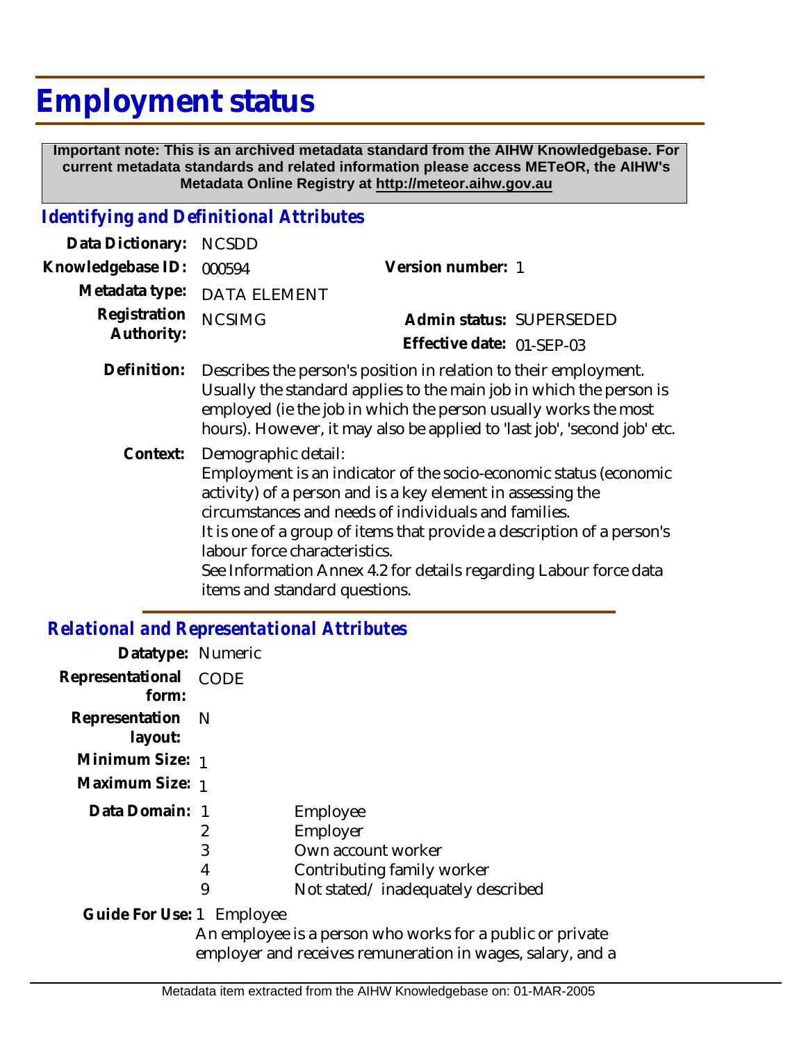# Employment status

**Important note: This is an archived metadata standard from the AIHW Knowledgebase. For current metadata standards and related information please access METeOR, the AIHW's Metadata Online Registry at http://meteor.aihw.gov.au**

## *Identifying and Definitional Attributes*

**Data Dictionary:** NCSDD

**Knowledgebase ID:** 000594

**Version number:** 1

**Metadata type:** DATA ELEMENT

**Registration Authority:** NCSIMG

**Admin status:** SUPERSEDED

**Effective date:** 01-SEP-03

**Definition:** Describes the person's position in relation to their employment. Usually the standard applies to the main job in which the person is employed (ie the job in which the person usually works the most hours). However, it may also be applied to 'last job', 'second job' etc.

**Context:** Demographic detail:
Employment is an indicator of the socio-economic status (economic activity) of a person and is a key element in assessing the circumstances and needs of individuals and families.
It is one of a group of items that provide a description of a person's labour force characteristics.
See Information Annex 4.2 for details regarding Labour force data items and standard questions.

## *Relational and Representational Attributes*

**Datatype:** Numeric

**Representational form:** CODE

**Representation layout:** N

**Minimum Size:** 1

**Maximum Size:** 1

**Data Domain:**

| | |
|---|---|
| 1 | Employee |
| 2 | Employer |
| 3 | Own account worker |
| 4 | Contributing family worker |
| 9 | Not stated/ inadequately described |

**Guide For Use:** 1 Employee
An employee is a person who works for a public or private employer and receives remuneration in wages, salary, and a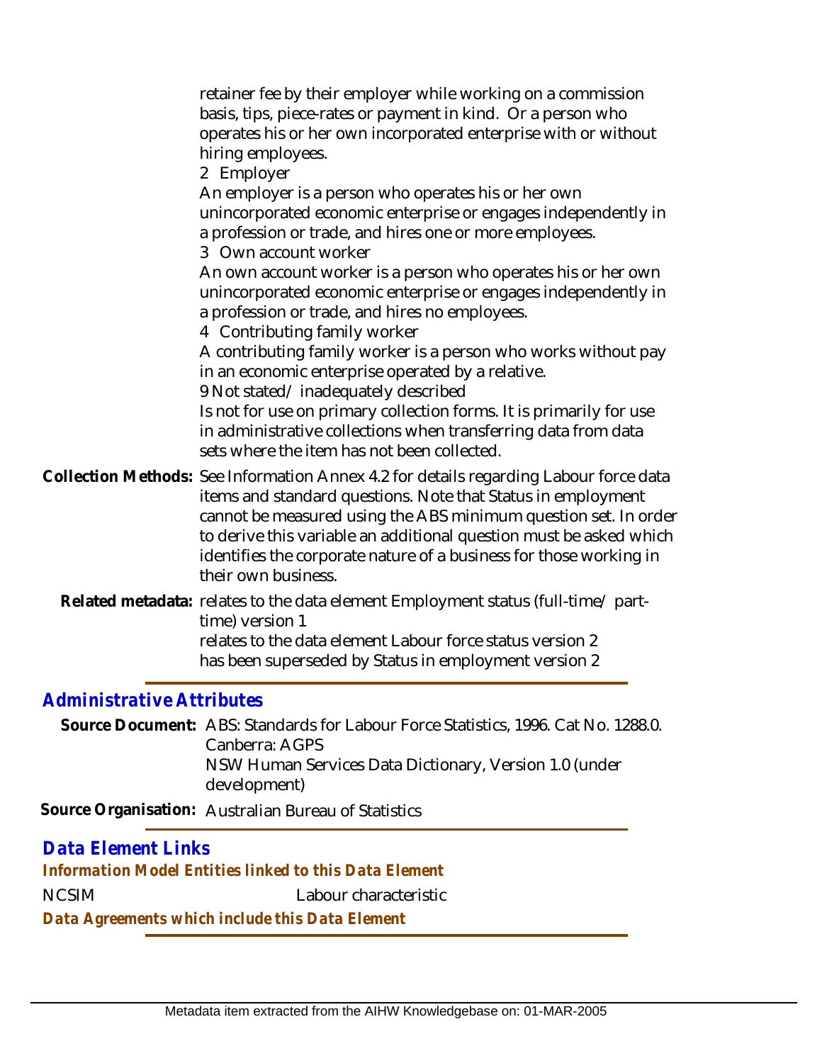retainer fee by their employer while working on a commission basis, tips, piece-rates or payment in kind. Or a person who operates his or her own incorporated enterprise with or without hiring employees.

2 Employer

An employer is a person who operates his or her own unincorporated economic enterprise or engages independently in a profession or trade, and hires one or more employees.

3 Own account worker

An own account worker is a person who operates his or her own unincorporated economic enterprise or engages independently in a profession or trade, and hires no employees.

4 Contributing family worker

A contributing family worker is a person who works without pay in an economic enterprise operated by a relative.

9 Not stated/ inadequately described

Is not for use on primary collection forms. It is primarily for use in administrative collections when transferring data from data sets where the item has not been collected.

**Collection Methods:** See Information Annex 4.2 for details regarding Labour force data items and standard questions. Note that Status in employment cannot be measured using the ABS minimum question set. In order to derive this variable an additional question must be asked which identifies the corporate nature of a business for those working in their own business.

**Related metadata:** relates to the data element Employment status (full-time/ part-time) version 1

relates to the data element Labour force status version 2

has been superseded by Status in employment version 2

## Administrative Attributes

**Source Document:** ABS: Standards for Labour Force Statistics, 1996. Cat No. 1288.0. Canberra: AGPS

NSW Human Services Data Dictionary, Version 1.0 (under development)

**Source Organisation:** Australian Bureau of Statistics

## Data Element Links

### Information Model Entities linked to this Data Element

NCSIM Labour characteristic

### Data Agreements which include this Data Element